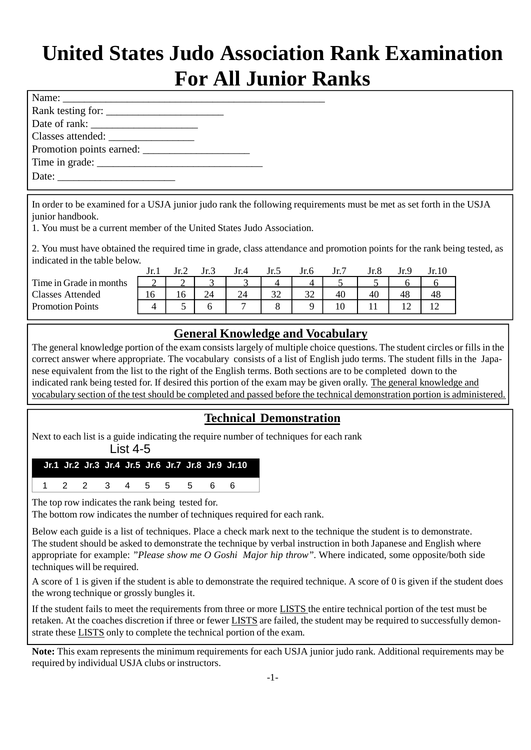# United States Judo Association Rank Examination For All Junior Ranks

Name: ______________________________________________

Rank testing for: ____________________

Date of rank: ___________________

Classes attended: _______________

Promotion points earned: ___________________

Time in grade: _____________________________

Date: _____________________

In order to be examined for a USJA junior judo rank the following requirements must be met as set forth in the USJA junior handbook.

1. You must be a current member of the United States Judo Association.

2. You must have obtained the required time in grade, class attendance and promotion points for the rank being tested, as indicated in the table below.

| | Jr.1 | Jr.2 | Jr.3 | Jr.4 | Jr.5 | Jr.6 | Jr.7 | Jr.8 | Jr.9 | Jr.10 |
|---|---|---|---|---|---|---|---|---|---|---|
| Time in Grade in months | 2 | 2 | 3 | 3 | 4 | 4 | 5 | 5 | 6 | 6 |
| Classes Attended | 16 | 16 | 24 | 24 | 32 | 32 | 40 | 40 | 48 | 48 |
| Promotion Points | 4 | 5 | 6 | 7 | 8 | 9 | 10 | 11 | 12 | 12 |

## General Knowledge and Vocabulary

The general knowledge portion of the exam consists largely of multiple choice questions. The student circles or fills in the correct answer where appropriate. The vocabulary consists of a list of English judo terms. The student fills in the Japanese equivalent from the list to the right of the English terms. Both sections are to be completed down to the indicated rank being tested for. If desired this portion of the exam may be given orally. <u>The general knowledge and vocabulary section of the test should be completed and passed before the technical demonstration portion is administered.</u>

## Technical Demonstration

Next to each list is a guide indicating the require number of techniques for each rank

List 4-5

| Jr.1 | Jr.2 | Jr.3 | Jr.4 | Jr.5 | Jr.6 | Jr.7 | Jr.8 | Jr.9 | Jr.10 |
|---|---|---|---|---|---|---|---|---|---|
| 1 | 2 | 2 | 3 | 4 | 5 | 5 | 5 | 6 | 6 |

The top row indicates the rank being tested for.
The bottom row indicates the number of techniques required for each rank.

Below each guide is a list of techniques. Place a check mark next to the technique the student is to demonstrate. The student should be asked to demonstrate the technique by verbal instruction in both Japanese and English where appropriate for example: *"Please show me O Goshi Major hip throw"*. Where indicated, some opposite/both side techniques will be required.

A score of 1 is given if the student is able to demonstrate the required technique. A score of 0 is given if the student does the wrong technique or grossly bungles it.

If the student fails to meet the requirements from three or more <u>LISTS</u> the entire technical portion of the test must be retaken. At the coaches discretion if three or fewer <u>LISTS</u> are failed, the student may be required to successfully demonstrate these <u>LISTS</u> only to complete the technical portion of the exam.

**Note:** This exam represents the minimum requirements for each USJA junior judo rank. Additional requirements may be required by individual USJA clubs or instructors.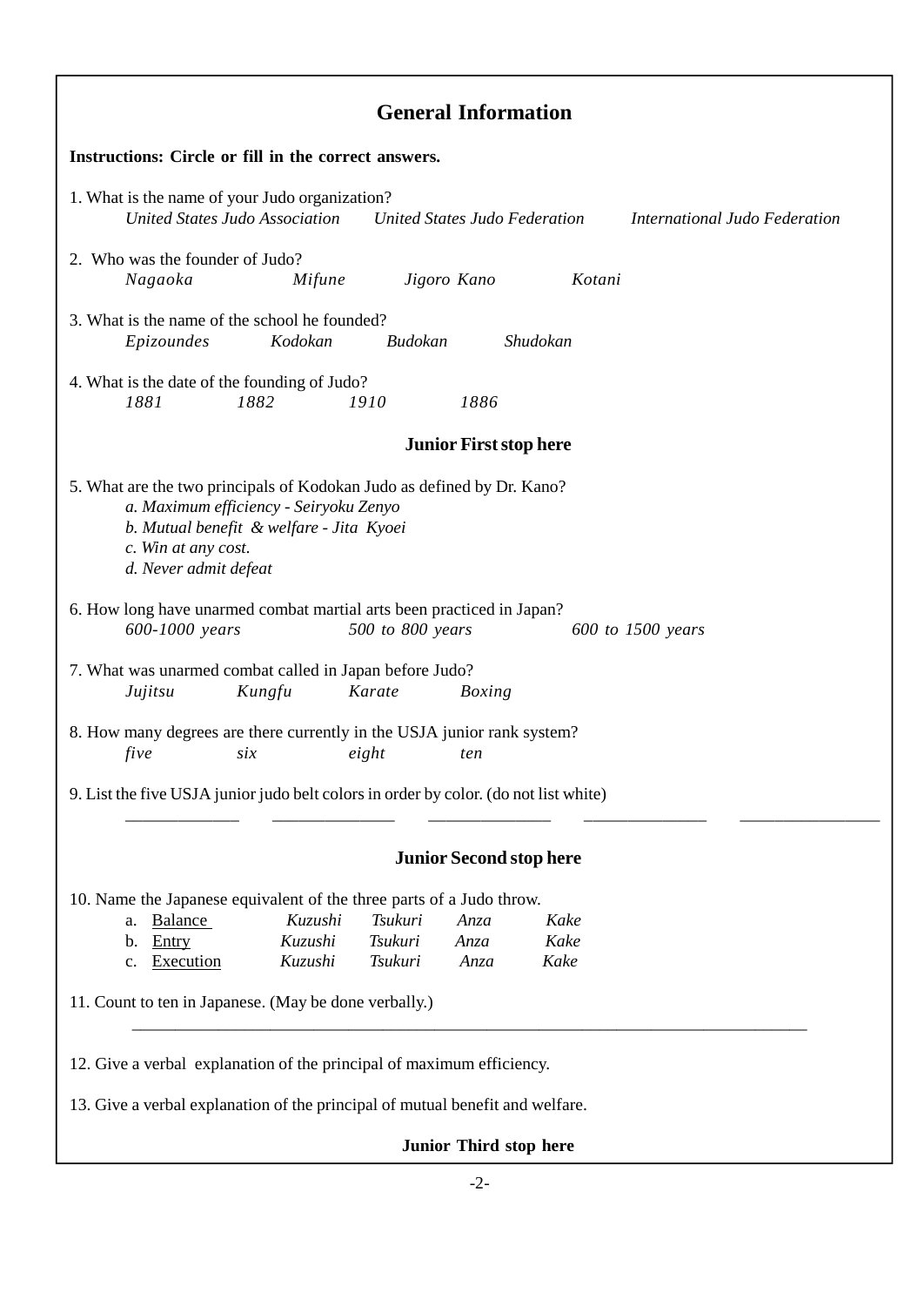## General Information

**Instructions: Circle or fill in the correct answers.**

1. What is the name of your Judo organization?
   *United States Judo Association*   *United States Judo Federation*   *International Judo Federation*

2. Who was the founder of Judo?
   *Nagaoka*   *Mifune*   *Jigoro Kano*   *Kotani*

3. What is the name of the school he founded?
   *Epizoundes*   *Kodokan*   *Budokan*   *Shudokan*

4. What is the date of the founding of Judo?
   *1881*   *1882*   *1910*   *1886*

**Junior First stop here**

5. What are the two principals of Kodokan Judo as defined by Dr. Kano?
   *a. Maximum efficiency - Seiryoku Zenyo*
   *b. Mutual benefit & welfare - Jita Kyoei*
   *c. Win at any cost.*
   *d. Never admit defeat*

6. How long have unarmed combat martial arts been practiced in Japan?
   *600-1000 years*   *500 to 800 years*   *600 to 1500 years*

7. What was unarmed combat called in Japan before Judo?
   *Jujitsu*   *Kungfu*   *Karate*   *Boxing*

8. How many degrees are there currently in the USJA junior rank system?
   *five*   *six*   *eight*   *ten*

9. List the five USJA junior judo belt colors in order by color. (do not list white)
   ____________   ____________   ____________   ____________   ____________

**Junior Second stop here**

10. Name the Japanese equivalent of the three parts of a Judo throw.
    a. Balance   *Kuzushi*   *Tsukuri*   *Anza*   *Kake*
    b. Entry   *Kuzushi*   *Tsukuri*   *Anza*   *Kake*
    c. Execution   *Kuzushi*   *Tsukuri*   *Anza*   *Kake*

11. Count to ten in Japanese. (May be done verbally.)
    ________________________________________________________________

12. Give a verbal explanation of the principal of maximum efficiency.

13. Give a verbal explanation of the principal of mutual benefit and welfare.

**Junior Third stop here**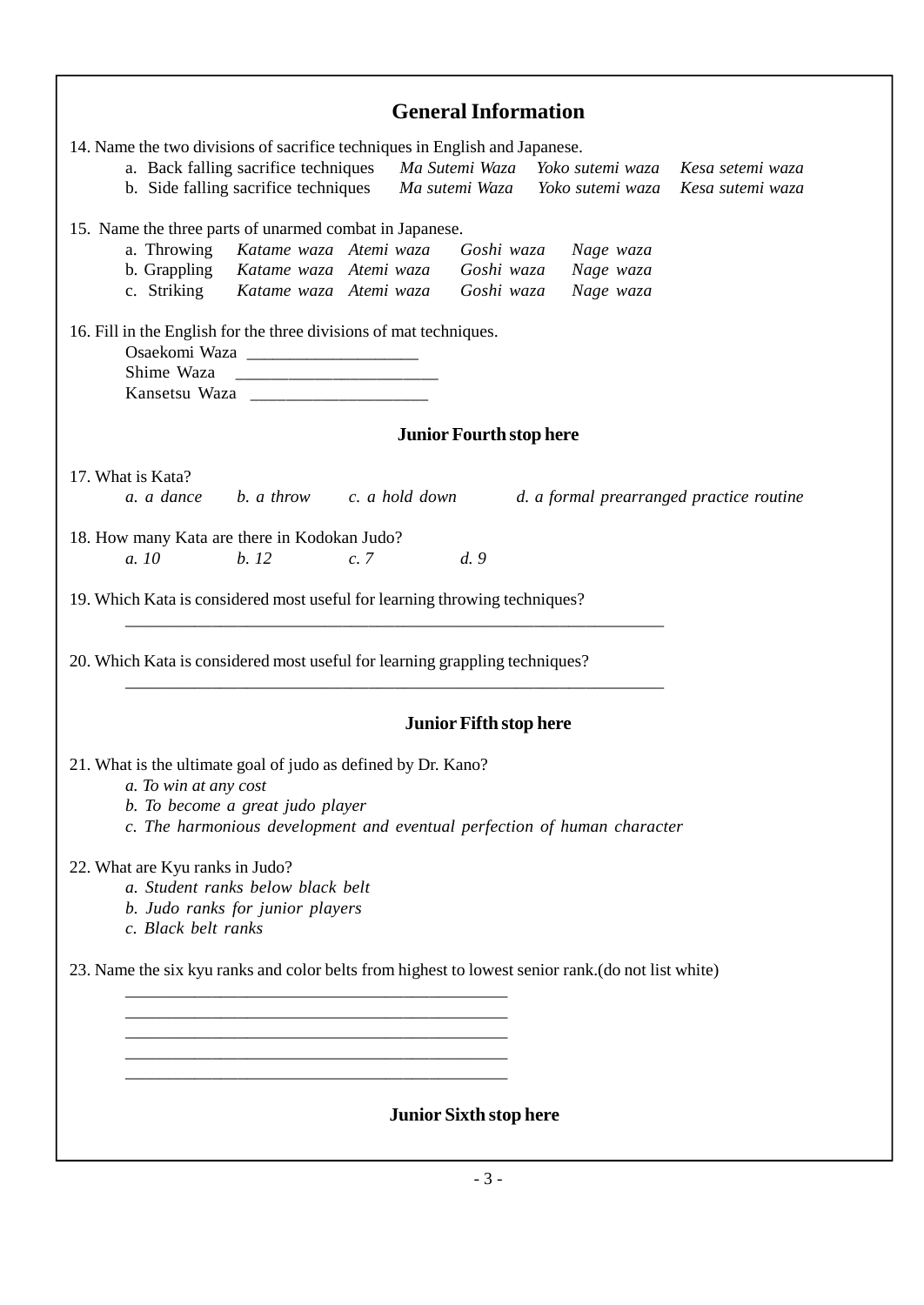## General Information

14. Name the two divisions of sacrifice techniques in English and Japanese.
    a. Back falling sacrifice techniques *Ma Sutemi Waza* *Yoko sutemi waza* *Kesa setemi waza*
    b. Side falling sacrifice techniques *Ma sutemi Waza* *Yoko sutemi waza* *Kesa sutemi waza*

15. Name the three parts of unarmed combat in Japanese.
    a. Throwing *Katame waza* *Atemi waza* *Goshi waza* *Nage waza*
    b. Grappling *Katame waza* *Atemi waza* *Goshi waza* *Nage waza*
    c. Striking *Katame waza* *Atemi waza* *Goshi waza* *Nage waza*

16. Fill in the English for the three divisions of mat techniques.
    Osaekomi Waza ___________________
    Shime Waza _______________________
    Kansetsu Waza ____________________

**Junior Fourth stop here**

17. What is Kata?
    *a. a dance* *b. a throw* *c. a hold down* *d. a formal prearranged practice routine*

18. How many Kata are there in Kodokan Judo?
    *a. 10* *b. 12* *c. 7* *d. 9*

19. Which Kata is considered most useful for learning throwing techniques?
    _______________________________________________________________

20. Which Kata is considered most useful for learning grappling techniques?
    _______________________________________________________________

**Junior Fifth stop here**

21. What is the ultimate goal of judo as defined by Dr. Kano?
    *a. To win at any cost*
    *b. To become a great judo player*
    *c. The harmonious development and eventual perfection of human character*

22. What are Kyu ranks in Judo?
    *a. Student ranks below black belt*
    *b. Judo ranks for junior players*
    *c. Black belt ranks*

23. Name the six kyu ranks and color belts from highest to lowest senior rank.(do not list white)
    ____________________________________________
    ____________________________________________
    ____________________________________________
    ____________________________________________
    ____________________________________________

**Junior Sixth stop here**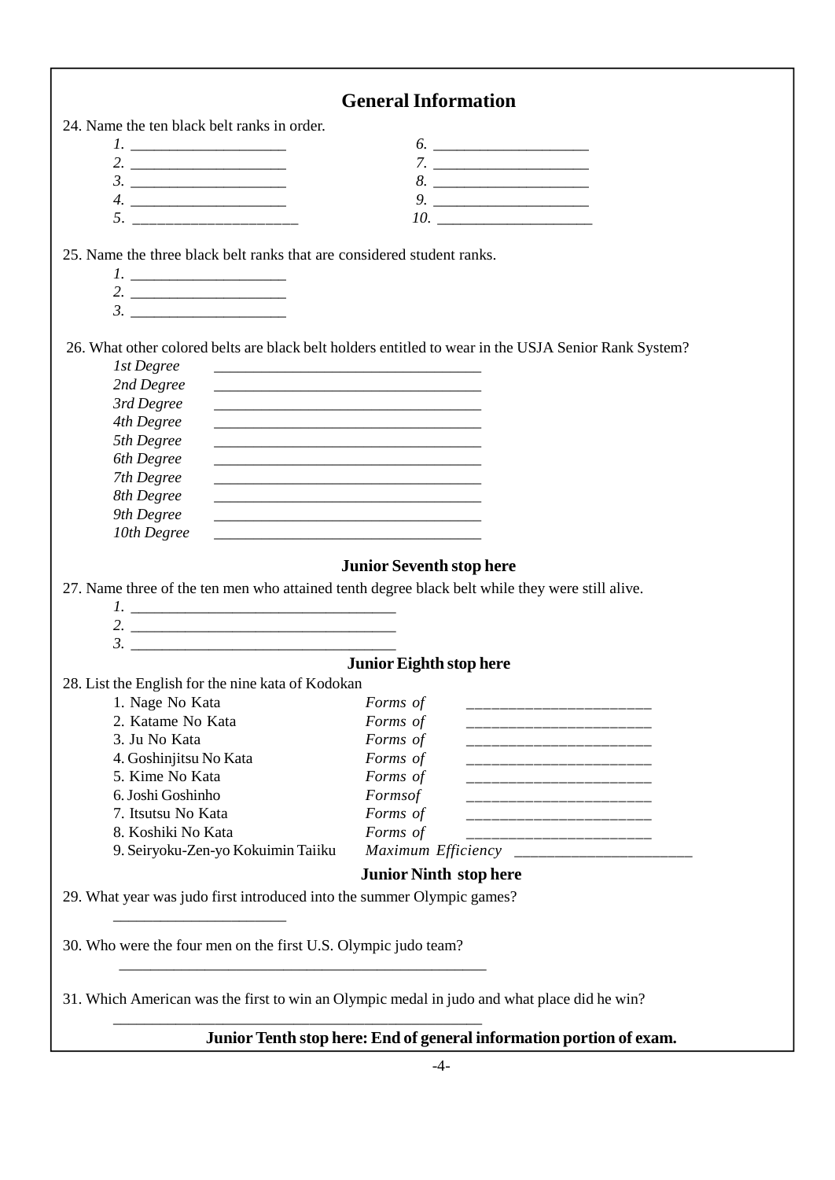## General Information

24. Name the ten black belt ranks in order.

*1.* ____________________ *6.* ____________________
*2.* ____________________ *7.* ____________________
*3.* ____________________ *8.* ____________________
*4.* ____________________ *9.* ____________________
*5.* ______________________ *10.* ____________________

25. Name the three black belt ranks that are considered student ranks.

*1.* ____________________
*2.* ____________________
*3.* ____________________

26. What other colored belts are black belt holders entitled to wear in the USJA Senior Rank System?

*1st Degree* ___________________________________
*2nd Degree* ___________________________________
*3rd Degree* ___________________________________
*4th Degree* ___________________________________
*5th Degree* ___________________________________
*6th Degree* ___________________________________
*7th Degree* ___________________________________
*8th Degree* ___________________________________
*9th Degree* ___________________________________
*10th Degree* ___________________________________

**Junior Seventh stop here**

27. Name three of the ten men who attained tenth degree black belt while they were still alive.

*1.* ___________________________________
*2.* ___________________________________
*3.* ___________________________________

**Junior Eighth stop here**

28. List the English for the nine kata of Kodokan

1. Nage No Kata *Forms of* ________________________
2. Katame No Kata *Forms of* ________________________
3. Ju No Kata *Forms of* ________________________
4. Goshinjitsu No Kata *Forms of* ________________________
5. Kime No Kata *Forms of* ________________________
6. Joshi Goshinho *Formsof* ________________________
7. Itsutsu No Kata *Forms of* ________________________
8. Koshiki No Kata *Forms of* ________________________
9. Seiryoku-Zen-yo Kokuimin Taiiku *Maximum Efficiency* ________________________

**Junior Ninth stop here**

29. What year was judo first introduced into the summer Olympic games?

______________________

30. Who were the four men on the first U.S. Olympic judo team?

________________________________________________

31. Which American was the first to win an Olympic medal in judo and what place did he win?

________________________________________________

**Junior Tenth stop here: End of general information portion of exam.**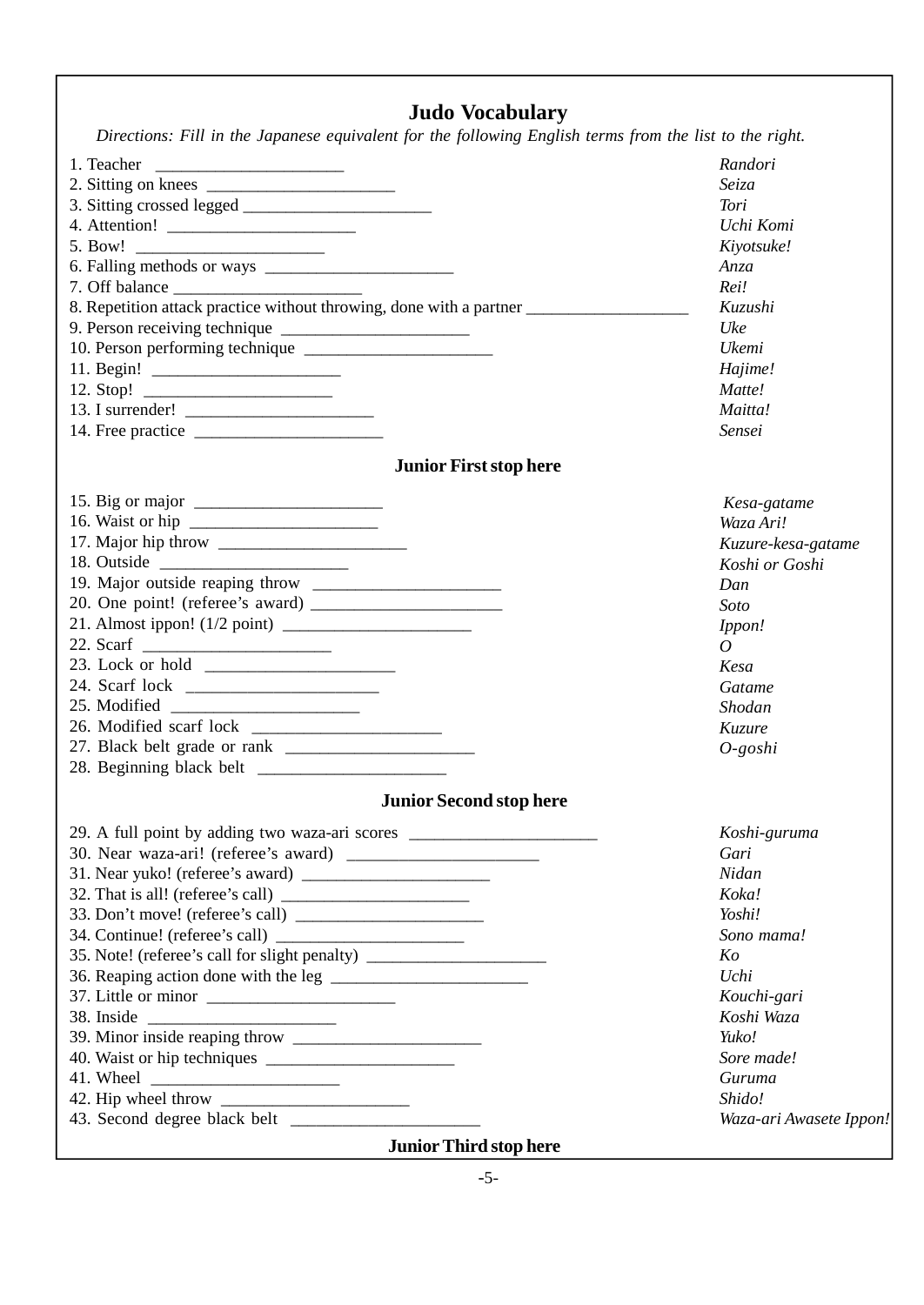# Judo Vocabulary

*Directions: Fill in the Japanese equivalent for the following English terms from the list to the right.*

| | |
|---|---|
| 1. Teacher ______________________ | *Randori* |
| 2. Sitting on knees ______________________ | *Seiza* |
| 3. Sitting crossed legged ______________________ | *Tori* |
| 4. Attention! ______________________ | *Uchi Komi* |
| 5. Bow! ______________________ | *Kiyotsuke!* |
| 6. Falling methods or ways ______________________ | *Anza* |
| 7. Off balance ______________________ | *Rei!* |
| 8. Repetition attack practice without throwing, done with a partner ___________________ | *Kuzushi* |
| 9. Person receiving technique ______________________ | *Uke* |
| 10. Person performing technique ______________________ | *Ukemi* |
| 11. Begin! ______________________ | *Hajime!* |
| 12. Stop! ______________________ | *Matte!* |
| 13. I surrender! ______________________ | *Maitta!* |
| 14. Free practice ______________________ | *Sensei* |

**Junior First stop here**

| | |
|---|---|
| 15. Big or major ______________________ | *Kesa-gatame* |
| 16. Waist or hip ______________________ | *Waza Ari!* |
| 17. Major hip throw ______________________ | *Kuzure-kesa-gatame* |
| 18. Outside ______________________ | *Koshi or Goshi* |
| 19. Major outside reaping throw ______________________ | *Dan* |
| 20. One point! (referee's award) ______________________ | *Soto* |
| 21. Almost ippon! (1/2 point) ______________________ | *Ippon!* |
| 22. Scarf ______________________ | *O* |
| 23. Lock or hold ______________________ | *Kesa* |
| 24. Scarf lock ______________________ | *Gatame* |
| 25. Modified ______________________ | *Shodan* |
| 26. Modified scarf lock ______________________ | *Kuzure* |
| 27. Black belt grade or rank ______________________ | *O-goshi* |
| 28. Beginning black belt ______________________ | |

**Junior Second stop here**

| | |
|---|---|
| 29. A full point by adding two waza-ari scores ______________________ | *Koshi-guruma* |
| 30. Near waza-ari! (referee's award) ______________________ | *Gari* |
| 31. Near yuko! (referee's award) ______________________ | *Nidan* |
| 32. That is all! (referee's call) ______________________ | *Koka!* |
| 33. Don't move! (referee's call) ______________________ | *Yoshi!* |
| 34. Continue! (referee's call) ______________________ | *Sono mama!* |
| 35. Note! (referee's call for slight penalty) ______________________ | *Ko* |
| 36. Reaping action done with the leg ______________________ | *Uchi* |
| 37. Little or minor ______________________ | *Kouchi-gari* |
| 38. Inside ______________________ | *Koshi Waza* |
| 39. Minor inside reaping throw ______________________ | *Yuko!* |
| 40. Waist or hip techniques ______________________ | *Sore made!* |
| 41. Wheel ______________________ | *Guruma* |
| 42. Hip wheel throw ______________________ | *Shido!* |
| 43. Second degree black belt ______________________ | *Waza-ari Awasete Ippon!* |

**Junior Third stop here**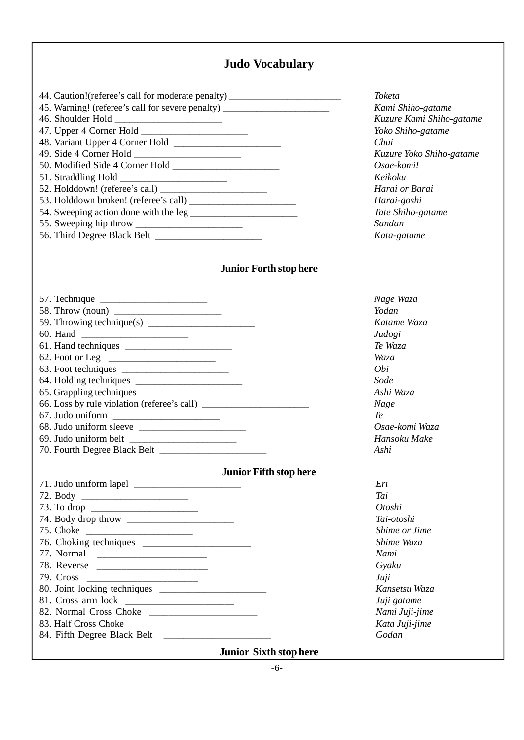# Judo Vocabulary

| | |
|---|---|
| 44. Caution!(referee's call for moderate penalty) ______________________ | *Toketa* |
| 45. Warning! (referee's call for severe penalty) ______________________ | *Kami Shiho-gatame* |
| 46. Shoulder Hold ______________________ | *Kuzure Kami Shiho-gatame* |
| 47. Upper 4 Corner Hold ______________________ | *Yoko Shiho-gatame* |
| 48. Variant Upper 4 Corner Hold ______________________ | *Chui* |
| 49. Side 4 Corner Hold ______________________ | *Kuzure Yoko Shiho-gatame* |
| 50. Modified Side 4 Corner Hold ______________________ | *Osae-komi!* |
| 51. Straddling Hold ______________________ | *Keikoku* |
| 52. Holddown! (referee's call) ______________________ | *Harai or Barai* |
| 53. Holddown broken! (referee's call) ______________________ | *Harai-goshi* |
| 54. Sweeping action done with the leg ______________________ | *Tate Shiho-gatame* |
| 55. Sweeping hip throw ______________________ | *Sandan* |
| 56. Third Degree Black Belt ______________________ | *Kata-gatame* |

**Junior Forth stop here**

| | |
|---|---|
| 57. Technique ______________________ | *Nage Waza* |
| 58. Throw (noun) ______________________ | *Yodan* |
| 59. Throwing technique(s) ______________________ | *Katame Waza* |
| 60. Hand ______________________ | *Judogi* |
| 61. Hand techniques ______________________ | *Te Waza* |
| 62. Foot or Leg ______________________ | *Waza* |
| 63. Foot techniques ______________________ | *Obi* |
| 64. Holding techniques ______________________ | *Sode* |
| 65. Grappling techniques | *Ashi Waza* |
| 66. Loss by rule violation (referee's call) ______________________ | *Nage* |
| 67. Judo uniform ______________________ | *Te* |
| 68. Judo uniform sleeve ______________________ | *Osae-komi Waza* |
| 69. Judo uniform belt ______________________ | *Hansoku Make* |
| 70. Fourth Degree Black Belt ______________________ | *Ashi* |

**Junior Fifth stop here**

| | |
|---|---|
| 71. Judo uniform lapel ______________________ | *Eri* |
| 72. Body ______________________ | *Tai* |
| 73. To drop ______________________ | *Otoshi* |
| 74. Body drop throw ______________________ | *Tai-otoshi* |
| 75. Choke ______________________ | *Shime or Jime* |
| 76. Choking techniques ______________________ | *Shime Waza* |
| 77. Normal ______________________ | *Nami* |
| 78. Reverse ______________________ | *Gyaku* |
| 79. Cross ______________________ | *Juji* |
| 80. Joint locking techniques ______________________ | *Kansetsu Waza* |
| 81. Cross arm lock ______________________ | *Juji gatame* |
| 82. Normal Cross Choke ______________________ | *Nami Juji-jime* |
| 83. Half Cross Choke | *Kata Juji-jime* |
| 84. Fifth Degree Black Belt ______________________ | *Godan* |

**Junior Sixth stop here**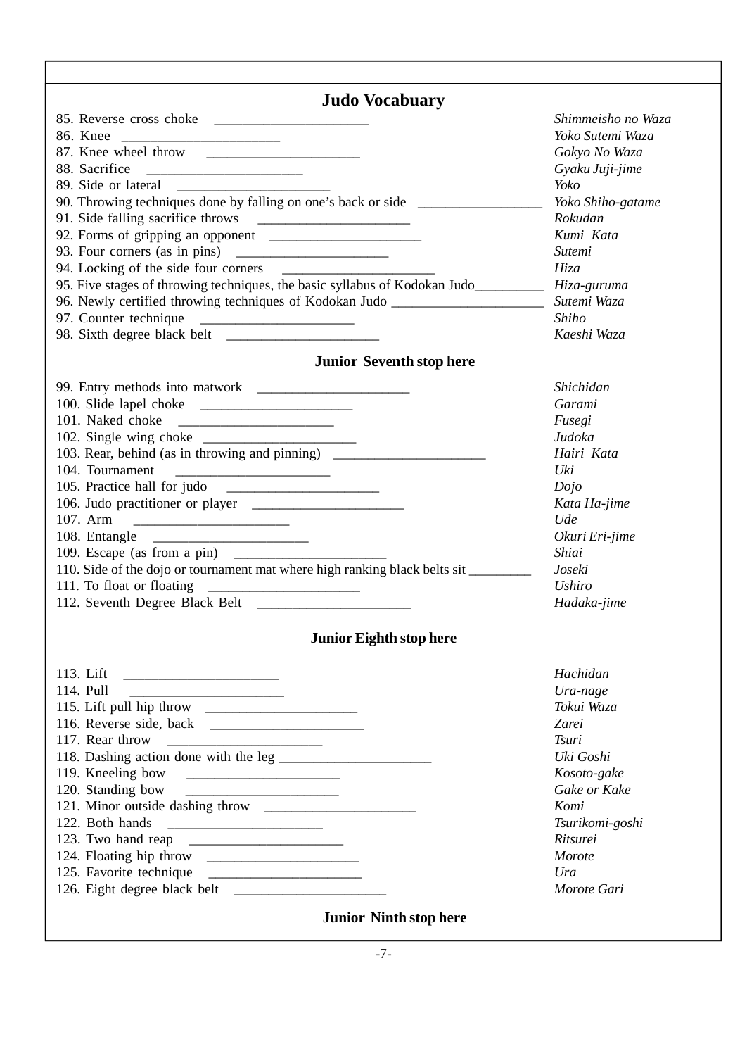## Judo Vocabuary

| | |
|---|---|
| 85. Reverse cross choke ______________________ | *Shimmeisho no Waza* |
| 86. Knee ______________________ | *Yoko Sutemi Waza* |
| 87. Knee wheel throw ______________________ | *Gokyo No Waza* |
| 88. Sacrifice ______________________ | *Gyaku Juji-jime* |
| 89. Side or lateral ______________________ | *Yoko* |
| 90. Throwing techniques done by falling on one's back or side __________________ | *Yoko Shiho-gatame* |
| 91. Side falling sacrifice throws ______________________ | *Rokudan* |
| 92. Forms of gripping an opponent ______________________ | *Kumi Kata* |
| 93. Four corners (as in pins) ______________________ | *Sutemi* |
| 94. Locking of the side four corners ______________________ | *Hiza* |
| 95. Five stages of throwing techniques, the basic syllabus of Kodokan Judo__________ | *Hiza-guruma* |
| 96. Newly certified throwing techniques of Kodokan Judo ______________________ | *Sutemi Waza* |
| 97. Counter technique ______________________ | *Shiho* |
| 98. Sixth degree black belt ______________________ | *Kaeshi Waza* |

**Junior Seventh stop here**

| | |
|---|---|
| 99. Entry methods into matwork ______________________ | *Shichidan* |
| 100. Slide lapel choke ______________________ | *Garami* |
| 101. Naked choke ______________________ | *Fusegi* |
| 102. Single wing choke ______________________ | *Judoka* |
| 103. Rear, behind (as in throwing and pinning) ______________________ | *Hairi Kata* |
| 104. Tournament ______________________ | *Uki* |
| 105. Practice hall for judo ______________________ | *Dojo* |
| 106. Judo practitioner or player ______________________ | *Kata Ha-jime* |
| 107. Arm ______________________ | *Ude* |
| 108. Entangle ______________________ | *Okuri Eri-jime* |
| 109. Escape (as from a pin) ______________________ | *Shiai* |
| 110. Side of the dojo or tournament mat where high ranking black belts sit _________ | *Joseki* |
| 111. To float or floating ______________________ | *Ushiro* |
| 112. Seventh Degree Black Belt ______________________ | *Hadaka-jime* |

**Junior Eighth stop here**

| | |
|---|---|
| 113. Lift ______________________ | *Hachidan* |
| 114. Pull ______________________ | *Ura-nage* |
| 115. Lift pull hip throw ______________________ | *Tokui Waza* |
| 116. Reverse side, back ______________________ | *Zarei* |
| 117. Rear throw ______________________ | *Tsuri* |
| 118. Dashing action done with the leg ______________________ | *Uki Goshi* |
| 119. Kneeling bow ______________________ | *Kosoto-gake* |
| 120. Standing bow ______________________ | *Gake or Kake* |
| 121. Minor outside dashing throw ______________________ | *Komi* |
| 122. Both hands ______________________ | *Tsurikomi-goshi* |
| 123. Two hand reap ______________________ | *Ritsurei* |
| 124. Floating hip throw ______________________ | *Morote* |
| 125. Favorite technique ______________________ | *Ura* |
| 126. Eight degree black belt ______________________ | *Morote Gari* |

**Junior Ninth stop here**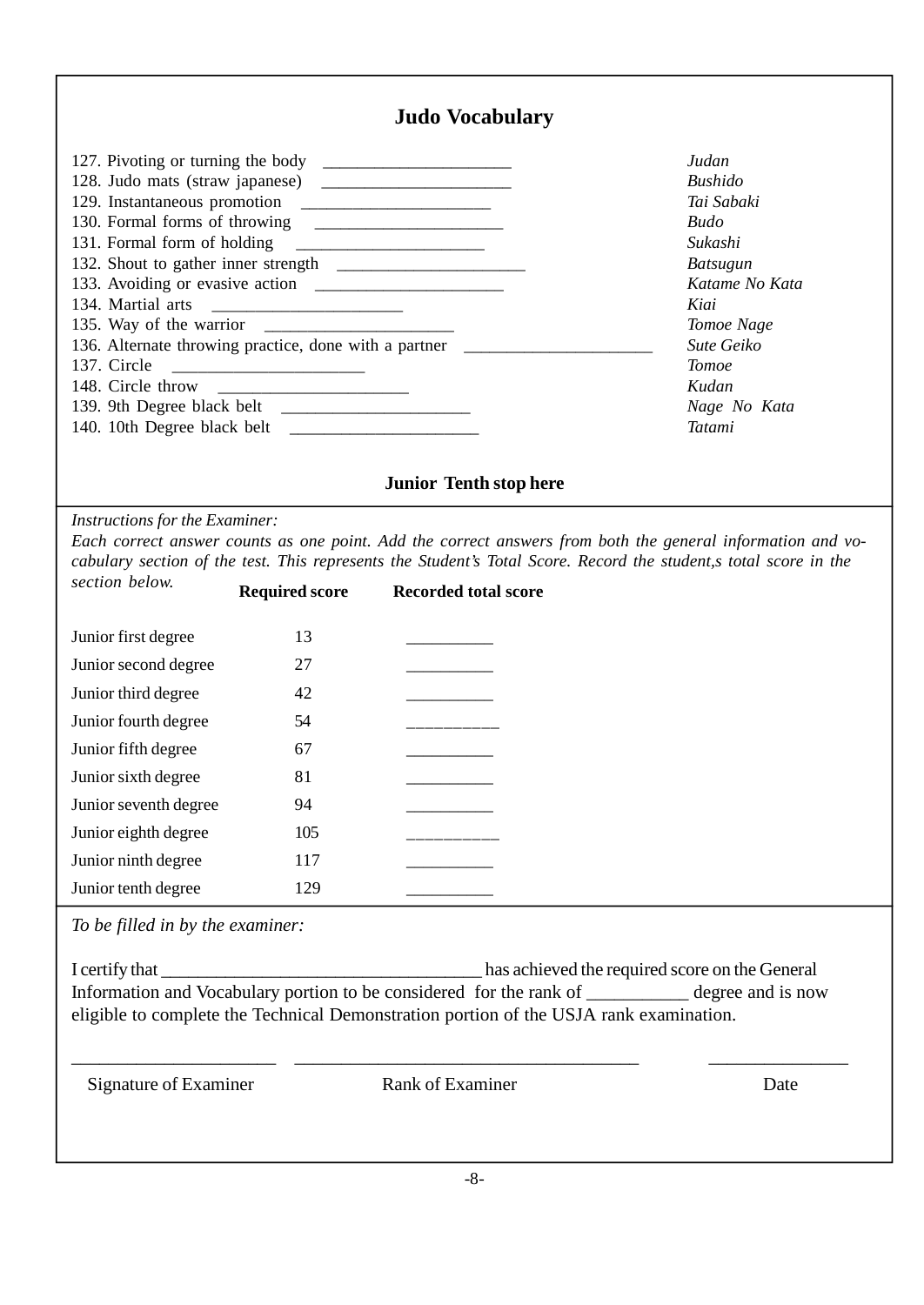## Judo Vocabulary

127. Pivoting or turning the body ______________________
128. Judo mats (straw japanese) ______________________
129. Instantaneous promotion ______________________
130. Formal forms of throwing ______________________
131. Formal form of holding ______________________
132. Shout to gather inner strength ______________________
133. Avoiding or evasive action ______________________
134. Martial arts ______________________
135. Way of the warrior ______________________
136. Alternate throwing practice, done with a partner ______________________
137. Circle ______________________
148. Circle throw ______________________
139. 9th Degree black belt ______________________
140. 10th Degree black belt ______________________

*Judan*
*Bushido*
*Tai Sabaki*
*Budo*
*Sukashi*
*Batsugun*
*Katame No Kata*
*Kiai*
*Tomoe Nage*
*Sute Geiko*
*Tomoe*
*Kudan*
*Nage No Kata*
*Tatami*

**Junior Tenth stop here**

*Instructions for the Examiner:*

*Each correct answer counts as one point. Add the correct answers from both the general information and vocabulary section of the test. This represents the Student's Total Score. Record the student,s total score in the section below.*

| | **Required score** | **Recorded total score** |
|---|---|---|
| Junior first degree | 13 | __________ |
| Junior second degree | 27 | __________ |
| Junior third degree | 42 | __________ |
| Junior fourth degree | 54 | __________ |
| Junior fifth degree | 67 | __________ |
| Junior sixth degree | 81 | __________ |
| Junior seventh degree | 94 | __________ |
| Junior eighth degree | 105 | __________ |
| Junior ninth degree | 117 | __________ |
| Junior tenth degree | 129 | __________ |

*To be filled in by the examiner:*

I certify that ___________________________________ has achieved the required score on the General Information and Vocabulary portion to be considered for the rank of ___________ degree and is now eligible to complete the Technical Demonstration portion of the USJA rank examination.

______________________ ______________________________________ _______________

Signature of Examiner Rank of Examiner Date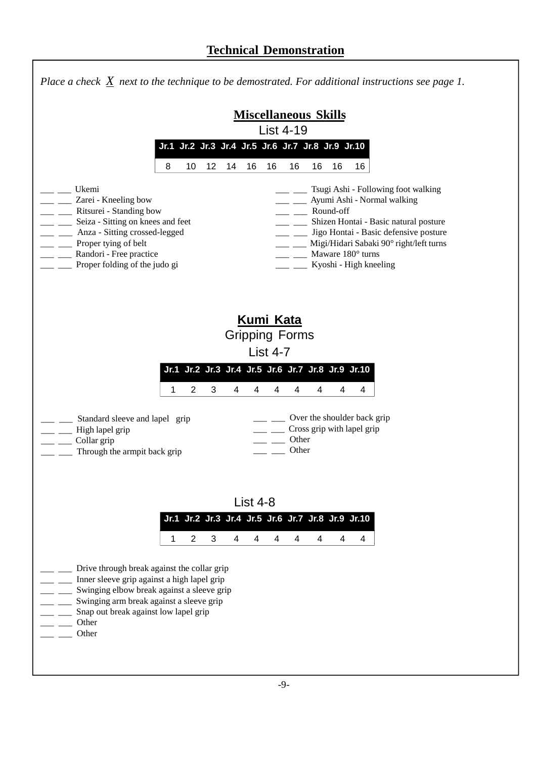## Technical Demonstration

*Place a check X next to the technique to be demostrated. For additional instructions see page 1.*

### Miscellaneous Skills

List 4-19

| Jr.1 | Jr.2 | Jr.3 | Jr.4 | Jr.5 | Jr.6 | Jr.7 | Jr.8 | Jr.9 | Jr.10 |
|---|---|---|---|---|---|---|---|---|---|
| 8 | 10 | 12 | 14 | 16 | 16 | 16 | 16 | 16 | 16 |

___ ___ Ukemi
___ ___ Zarei - Kneeling bow
___ ___ Ritsurei - Standing bow
___ ___ Seiza - Sitting on knees and feet
___ ___ Anza - Sitting crossed-legged
___ ___ Proper tying of belt
___ ___ Randori - Free practice
___ ___ Proper folding of the judo gi
___ ___ Tsugi Ashi - Following foot walking
___ ___ Ayumi Ashi - Normal walking
___ ___ Round-off
___ ___ Shizen Hontai - Basic natural posture
___ ___ Jigo Hontai - Basic defensive posture
___ ___ Migi/Hidari Sabaki 90° right/left turns
___ ___ Maware 180° turns
___ ___ Kyoshi - High kneeling

### Kumi Kata

Gripping Forms

List 4-7

| Jr.1 | Jr.2 | Jr.3 | Jr.4 | Jr.5 | Jr.6 | Jr.7 | Jr.8 | Jr.9 | Jr.10 |
|---|---|---|---|---|---|---|---|---|---|
| 1 | 2 | 3 | 4 | 4 | 4 | 4 | 4 | 4 | 4 |

___ ___ Standard sleeve and lapel grip
___ ___ High lapel grip
___ ___ Collar grip
___ ___ Through the armpit back grip
___ ___ Over the shoulder back grip
___ ___ Cross grip with lapel grip
___ ___ Other
___ ___ Other

List 4-8

| Jr.1 | Jr.2 | Jr.3 | Jr.4 | Jr.5 | Jr.6 | Jr.7 | Jr.8 | Jr.9 | Jr.10 |
|---|---|---|---|---|---|---|---|---|---|
| 1 | 2 | 3 | 4 | 4 | 4 | 4 | 4 | 4 | 4 |

___ ___ Drive through break against the collar grip
___ ___ Inner sleeve grip against a high lapel grip
___ ___ Swinging elbow break against a sleeve grip
___ ___ Swinging arm break against a sleeve grip
___ ___ Snap out break against low lapel grip
___ ___ Other
___ ___ Other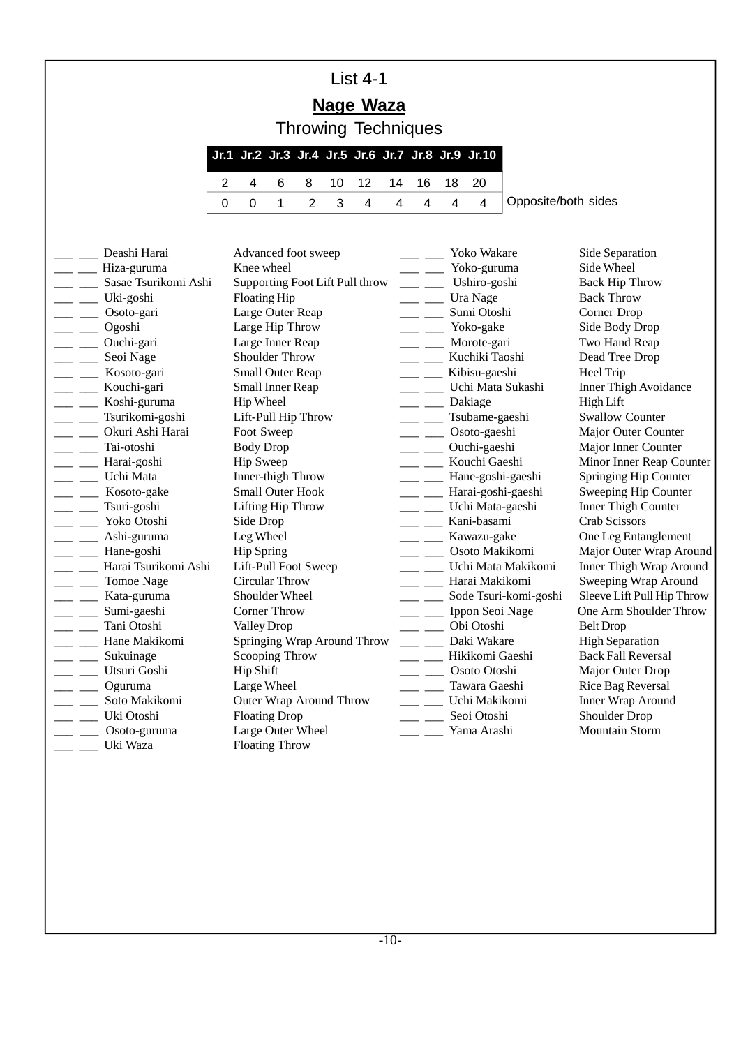# List 4-1

## Nage Waza

### Throwing Techniques

| Jr.1 | Jr.2 | Jr.3 | Jr.4 | Jr.5 | Jr.6 | Jr.7 | Jr.8 | Jr.9 | Jr.10 | |
|---|---|---|---|---|---|---|---|---|---|---|
| 2 | 4 | 6 | 8 | 10 | 12 | 14 | 16 | 18 | 20 | |
| 0 | 0 | 1 | 2 | 3 | 4 | 4 | 4 | 4 | 4 | Opposite/both sides |

| | | Technique | Translation |
|---|---|---|---|
| ___ | ___ | Deashi Harai | Advanced foot sweep |
| ___ | ___ | Hiza-guruma | Knee wheel |
| ___ | ___ | Sasae Tsurikomi Ashi | Supporting Foot Lift Pull throw |
| ___ | ___ | Uki-goshi | Floating Hip |
| ___ | ___ | Osoto-gari | Large Outer Reap |
| ___ | ___ | Ogoshi | Large Hip Throw |
| ___ | ___ | Ouchi-gari | Large Inner Reap |
| ___ | ___ | Seoi Nage | Shoulder Throw |
| ___ | ___ | Kosoto-gari | Small Outer Reap |
| ___ | ___ | Kouchi-gari | Small Inner Reap |
| ___ | ___ | Koshi-guruma | Hip Wheel |
| ___ | ___ | Tsurikomi-goshi | Lift-Pull Hip Throw |
| ___ | ___ | Okuri Ashi Harai | Foot Sweep |
| ___ | ___ | Tai-otoshi | Body Drop |
| ___ | ___ | Harai-goshi | Hip Sweep |
| ___ | ___ | Uchi Mata | Inner-thigh Throw |
| ___ | ___ | Kosoto-gake | Small Outer Hook |
| ___ | ___ | Tsuri-goshi | Lifting Hip Throw |
| ___ | ___ | Yoko Otoshi | Side Drop |
| ___ | ___ | Ashi-guruma | Leg Wheel |
| ___ | ___ | Hane-goshi | Hip Spring |
| ___ | ___ | Harai Tsurikomi Ashi | Lift-Pull Foot Sweep |
| ___ | ___ | Tomoe Nage | Circular Throw |
| ___ | ___ | Kata-guruma | Shoulder Wheel |
| ___ | ___ | Sumi-gaeshi | Corner Throw |
| ___ | ___ | Tani Otoshi | Valley Drop |
| ___ | ___ | Hane Makikomi | Springing Wrap Around Throw |
| ___ | ___ | Sukuinage | Scooping Throw |
| ___ | ___ | Utsuri Goshi | Hip Shift |
| ___ | ___ | Oguruma | Large Wheel |
| ___ | ___ | Soto Makikomi | Outer Wrap Around Throw |
| ___ | ___ | Uki Otoshi | Floating Drop |
| ___ | ___ | Osoto-guruma | Large Outer Wheel |
| ___ | ___ | Uki Waza | Floating Throw |
| ___ | ___ | Yoko Wakare | Side Separation |
| ___ | ___ | Yoko-guruma | Side Wheel |
| ___ | ___ | Ushiro-goshi | Back Hip Throw |
| ___ | ___ | Ura Nage | Back Throw |
| ___ | ___ | Sumi Otoshi | Corner Drop |
| ___ | ___ | Yoko-gake | Side Body Drop |
| ___ | ___ | Morote-gari | Two Hand Reap |
| ___ | ___ | Kuchiki Taoshi | Dead Tree Drop |
| ___ | ___ | Kibisu-gaeshi | Heel Trip |
| ___ | ___ | Uchi Mata Sukashi | Inner Thigh Avoidance |
| ___ | ___ | Dakiage | High Lift |
| ___ | ___ | Tsubame-gaeshi | Swallow Counter |
| ___ | ___ | Osoto-gaeshi | Major Outer Counter |
| ___ | ___ | Ouchi-gaeshi | Major Inner Counter |
| ___ | ___ | Kouchi Gaeshi | Minor Inner Reap Counter |
| ___ | ___ | Hane-goshi-gaeshi | Springing Hip Counter |
| ___ | ___ | Harai-goshi-gaeshi | Sweeping Hip Counter |
| ___ | ___ | Uchi Mata-gaeshi | Inner Thigh Counter |
| ___ | ___ | Kani-basami | Crab Scissors |
| ___ | ___ | Kawazu-gake | One Leg Entanglement |
| ___ | ___ | Osoto Makikomi | Major Outer Wrap Around |
| ___ | ___ | Uchi Mata Makikomi | Inner Thigh Wrap Around |
| ___ | ___ | Harai Makikomi | Sweeping Wrap Around |
| ___ | ___ | Sode Tsuri-komi-goshi | Sleeve Lift Pull Hip Throw |
| ___ | ___ | Ippon Seoi Nage | One Arm Shoulder Throw |
| ___ | ___ | Obi Otoshi | Belt Drop |
| ___ | ___ | Daki Wakare | High Separation |
| ___ | ___ | Hikikomi Gaeshi | Back Fall Reversal |
| ___ | ___ | Osoto Otoshi | Major Outer Drop |
| ___ | ___ | Tawara Gaeshi | Rice Bag Reversal |
| ___ | ___ | Uchi Makikomi | Inner Wrap Around |
| ___ | ___ | Seoi Otoshi | Shoulder Drop |
| ___ | ___ | Yama Arashi | Mountain Storm |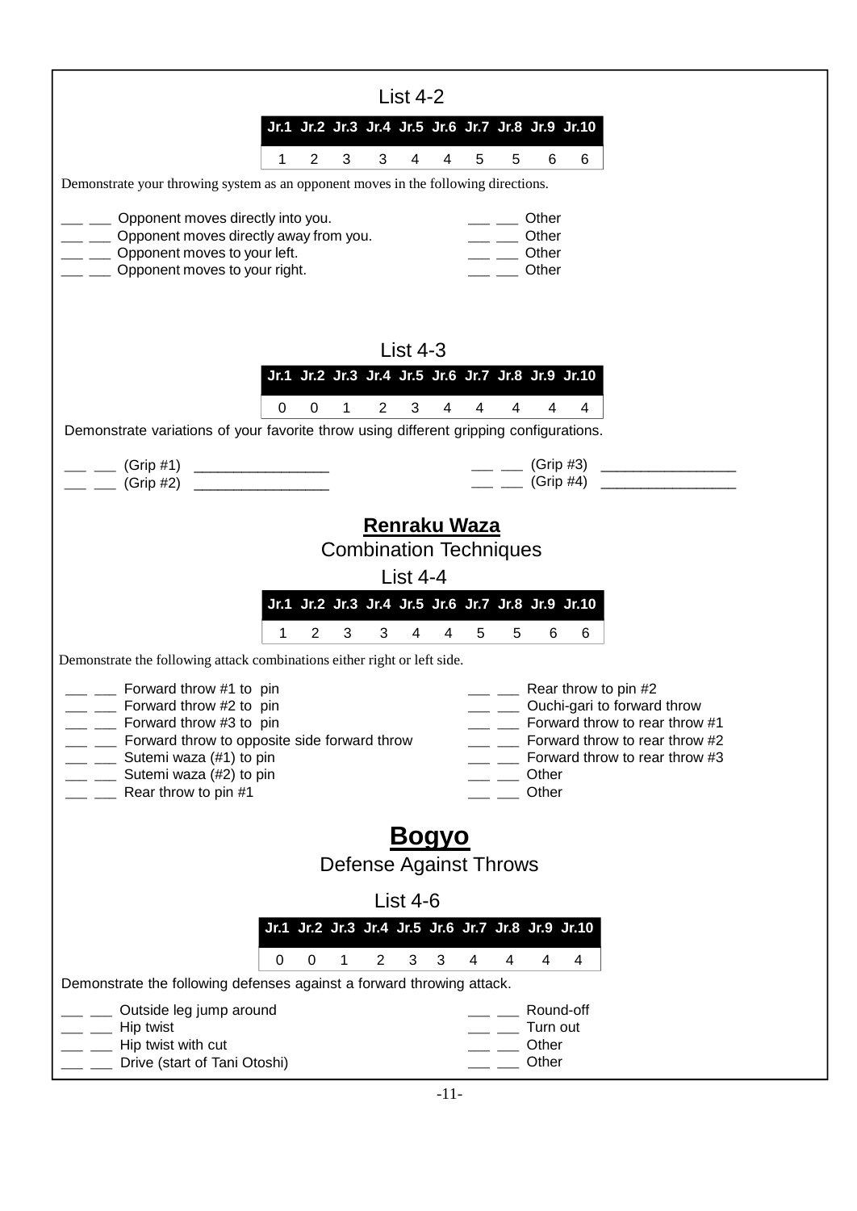List 4-2

| Jr.1 | Jr.2 | Jr.3 | Jr.4 | Jr.5 | Jr.6 | Jr.7 | Jr.8 | Jr.9 | Jr.10 |
|---|---|---|---|---|---|---|---|---|---|
| 1 | 2 | 3 | 3 | 4 | 4 | 5 | 5 | 6 | 6 |

Demonstrate your throwing system as an opponent moves in the following directions.

___ ___ Opponent moves directly into you.
___ ___ Opponent moves directly away from you.
___ ___ Opponent moves to your left.
___ ___ Opponent moves to your right.
___ ___ Other
___ ___ Other
___ ___ Other
___ ___ Other

List 4-3

| Jr.1 | Jr.2 | Jr.3 | Jr.4 | Jr.5 | Jr.6 | Jr.7 | Jr.8 | Jr.9 | Jr.10 |
|---|---|---|---|---|---|---|---|---|---|
| 0 | 0 | 1 | 2 | 3 | 4 | 4 | 4 | 4 | 4 |

Demonstrate variations of your favorite throw using different gripping configurations.

___ ___ (Grip #1) ________________
___ ___ (Grip #2) ________________
___ ___ (Grip #3) ________________
___ ___ (Grip #4) ________________

## Renraku Waza

Combination Techniques

List 4-4

| Jr.1 | Jr.2 | Jr.3 | Jr.4 | Jr.5 | Jr.6 | Jr.7 | Jr.8 | Jr.9 | Jr.10 |
|---|---|---|---|---|---|---|---|---|---|
| 1 | 2 | 3 | 3 | 4 | 4 | 5 | 5 | 6 | 6 |

Demonstrate the following attack combinations either right or left side.

___ ___ Forward throw #1 to pin
___ ___ Forward throw #2 to pin
___ ___ Forward throw #3 to pin
___ ___ Forward throw to opposite side forward throw
___ ___ Sutemi waza (#1) to pin
___ ___ Sutemi waza (#2) to pin
___ ___ Rear throw to pin #1
___ ___ Rear throw to pin #2
___ ___ Ouchi-gari to forward throw
___ ___ Forward throw to rear throw #1
___ ___ Forward throw to rear throw #2
___ ___ Forward throw to rear throw #3
___ ___ Other
___ ___ Other

## Bogyo

Defense Against Throws

List 4-6

| Jr.1 | Jr.2 | Jr.3 | Jr.4 | Jr.5 | Jr.6 | Jr.7 | Jr.8 | Jr.9 | Jr.10 |
|---|---|---|---|---|---|---|---|---|---|
| 0 | 0 | 1 | 2 | 3 | 3 | 4 | 4 | 4 | 4 |

Demonstrate the following defenses against a forward throwing attack.

___ ___ Outside leg jump around
___ ___ Hip twist
___ ___ Hip twist with cut
___ ___ Drive (start of Tani Otoshi)
___ ___ Round-off
___ ___ Turn out
___ ___ Other
___ ___ Other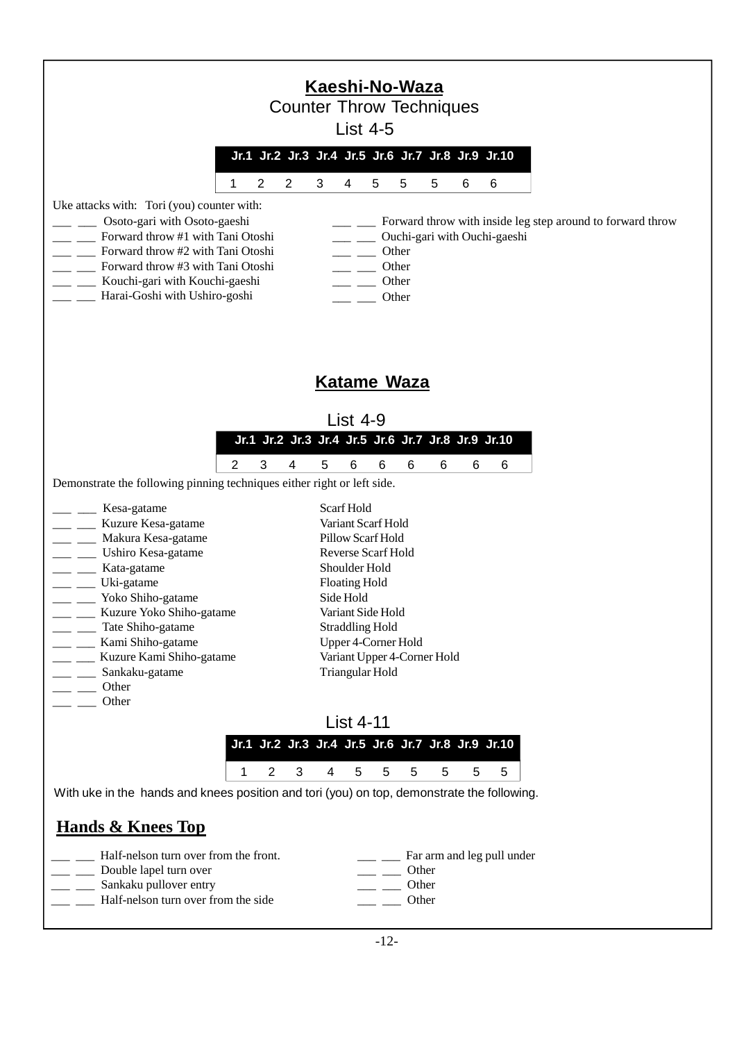## Kaeshi-No-Waza

Counter Throw Techniques

List 4-5

| Jr.1 | Jr.2 | Jr.3 | Jr.4 | Jr.5 | Jr.6 | Jr.7 | Jr.8 | Jr.9 | Jr.10 |
|---|---|---|---|---|---|---|---|---|---|
| 1 | 2 | 2 | 3 | 4 | 5 | 5 | 5 | 6 | 6 |

Uke attacks with: Tori (you) counter with:

___ ___ Osoto-gari with Osoto-gaeshi
___ ___ Forward throw #1 with Tani Otoshi
___ ___ Forward throw #2 with Tani Otoshi
___ ___ Forward throw #3 with Tani Otoshi
___ ___ Kouchi-gari with Kouchi-gaeshi
___ ___ Harai-Goshi with Ushiro-goshi
___ ___ Forward throw with inside leg step around to forward throw
___ ___ Ouchi-gari with Ouchi-gaeshi
___ ___ Other
___ ___ Other
___ ___ Other
___ ___ Other

## Katame Waza

List 4-9

| Jr.1 | Jr.2 | Jr.3 | Jr.4 | Jr.5 | Jr.6 | Jr.7 | Jr.8 | Jr.9 | Jr.10 |
|---|---|---|---|---|---|---|---|---|---|
| 2 | 3 | 4 | 5 | 6 | 6 | 6 | 6 | 6 | 6 |

Demonstrate the following pinning techniques either right or left side.

___ ___ Kesa-gatame — Scarf Hold
___ ___ Kuzure Kesa-gatame — Variant Scarf Hold
___ ___ Makura Kesa-gatame — Pillow Scarf Hold
___ ___ Ushiro Kesa-gatame — Reverse Scarf Hold
___ ___ Kata-gatame — Shoulder Hold
___ ___ Uki-gatame — Floating Hold
___ ___ Yoko Shiho-gatame — Side Hold
___ ___ Kuzure Yoko Shiho-gatame — Variant Side Hold
___ ___ Tate Shiho-gatame — Straddling Hold
___ ___ Kami Shiho-gatame — Upper 4-Corner Hold
___ ___ Kuzure Kami Shiho-gatame — Variant Upper 4-Corner Hold
___ ___ Sankaku-gatame — Triangular Hold
___ ___ Other
___ ___ Other

List 4-11

| Jr.1 | Jr.2 | Jr.3 | Jr.4 | Jr.5 | Jr.6 | Jr.7 | Jr.8 | Jr.9 | Jr.10 |
|---|---|---|---|---|---|---|---|---|---|
| 1 | 2 | 3 | 4 | 5 | 5 | 5 | 5 | 5 | 5 |

With uke in the hands and knees position and tori (you) on top, demonstrate the following.

### Hands & Knees Top

___ ___ Half-nelson turn over from the front.
___ ___ Double lapel turn over
___ ___ Sankaku pullover entry
___ ___ Half-nelson turn over from the side
___ ___ Far arm and leg pull under
___ ___ Other
___ ___ Other
___ ___ Other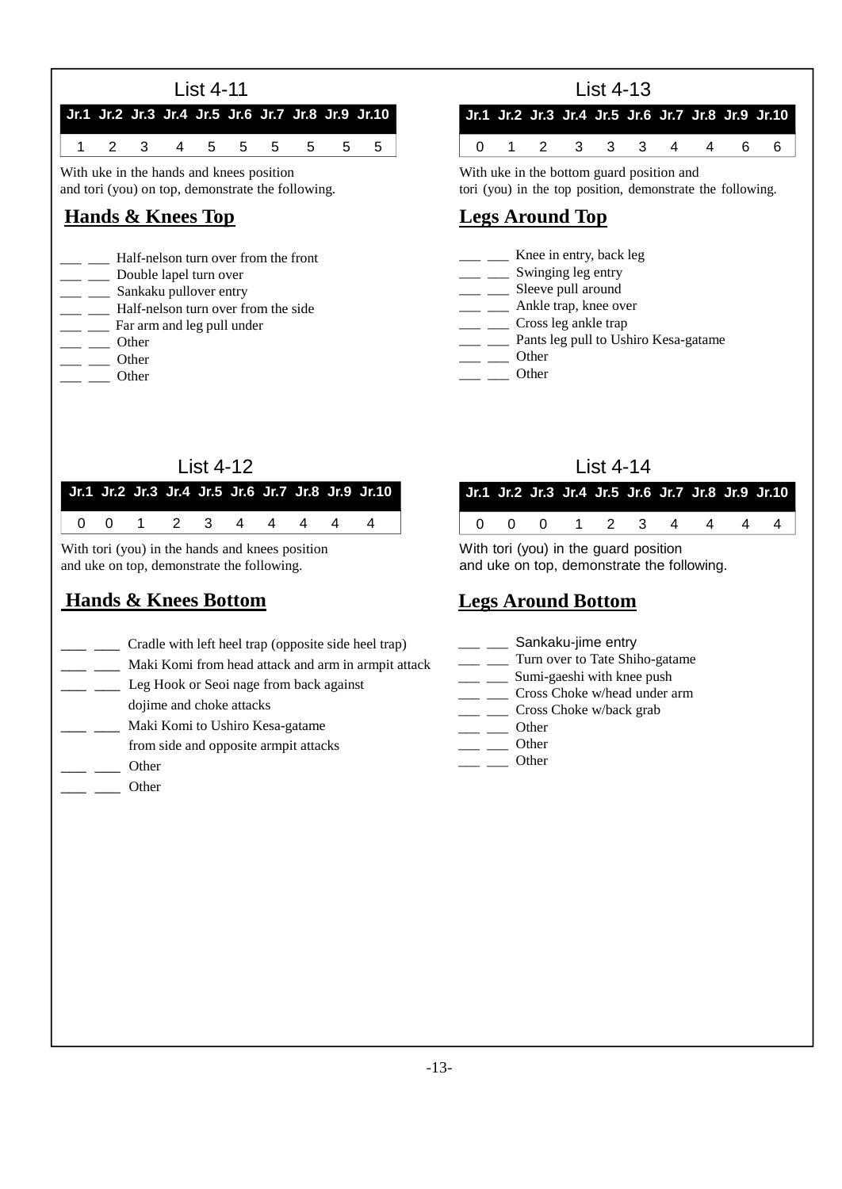## List 4-11

| Jr.1 | Jr.2 | Jr.3 | Jr.4 | Jr.5 | Jr.6 | Jr.7 | Jr.8 | Jr.9 | Jr.10 |
|---|---|---|---|---|---|---|---|---|---|
| 1 | 2 | 3 | 4 | 5 | 5 | 5 | 5 | 5 | 5 |

With uke in the hands and knees position and tori (you) on top, demonstrate the following.

### Hands & Knees Top

- ___ ___ Half-nelson turn over from the front
- ___ ___ Double lapel turn over
- ___ ___ Sankaku pullover entry
- ___ ___ Half-nelson turn over from the side
- ___ ___ Far arm and leg pull under
- ___ ___ Other
- ___ ___ Other
- ___ ___ Other

## List 4-12

| Jr.1 | Jr.2 | Jr.3 | Jr.4 | Jr.5 | Jr.6 | Jr.7 | Jr.8 | Jr.9 | Jr.10 |
|---|---|---|---|---|---|---|---|---|---|
| 0 | 0 | 1 | 2 | 3 | 4 | 4 | 4 | 4 | 4 |

With tori (you) in the hands and knees position and uke on top, demonstrate the following.

### Hands & Knees Bottom

- ___ ___ Cradle with left heel trap (opposite side heel trap)
- ___ ___ Maki Komi from head attack and arm in armpit attack
- ___ ___ Leg Hook or Seoi nage from back against dojime and choke attacks
- ___ ___ Maki Komi to Ushiro Kesa-gatame from side and opposite armpit attacks
- ___ ___ Other
- ___ ___ Other

## List 4-13

| Jr.1 | Jr.2 | Jr.3 | Jr.4 | Jr.5 | Jr.6 | Jr.7 | Jr.8 | Jr.9 | Jr.10 |
|---|---|---|---|---|---|---|---|---|---|
| 0 | 1 | 2 | 3 | 3 | 3 | 4 | 4 | 6 | 6 |

With uke in the bottom guard position and tori (you) in the top position, demonstrate the following.

### Legs Around Top

- ___ ___ Knee in entry, back leg
- ___ ___ Swinging leg entry
- ___ ___ Sleeve pull around
- ___ ___ Ankle trap, knee over
- ___ ___ Cross leg ankle trap
- ___ ___ Pants leg pull to Ushiro Kesa-gatame
- ___ ___ Other
- ___ ___ Other

## List 4-14

| Jr.1 | Jr.2 | Jr.3 | Jr.4 | Jr.5 | Jr.6 | Jr.7 | Jr.8 | Jr.9 | Jr.10 |
|---|---|---|---|---|---|---|---|---|---|
| 0 | 0 | 0 | 1 | 2 | 3 | 4 | 4 | 4 | 4 |

With tori (you) in the guard position and uke on top, demonstrate the following.

### Legs Around Bottom

- ___ ___ Sankaku-jime entry
- ___ ___ Turn over to Tate Shiho-gatame
- ___ ___ Sumi-gaeshi with knee push
- ___ ___ Cross Choke w/head under arm
- ___ ___ Cross Choke w/back grab
- ___ ___ Other
- ___ ___ Other
- ___ ___ Other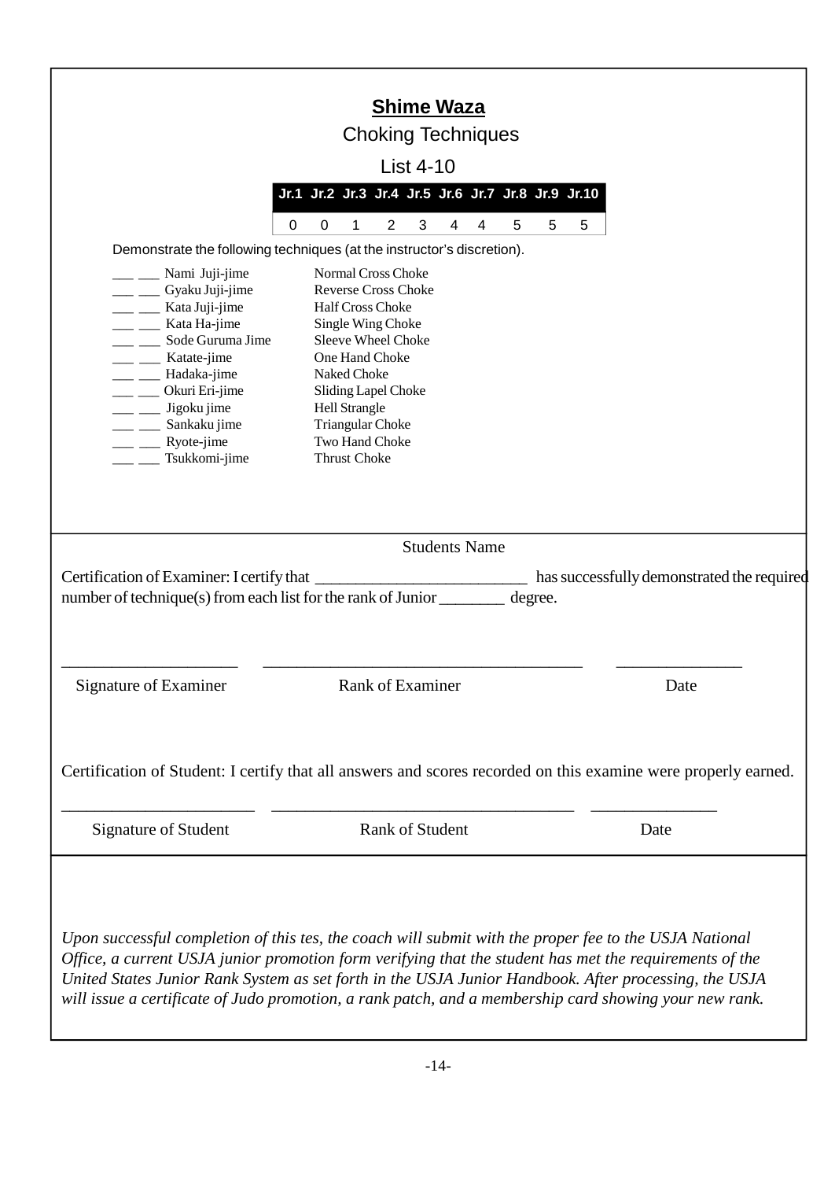## Shime Waza

Choking Techniques

List 4-10

| Jr.1 | Jr.2 | Jr.3 | Jr.4 | Jr.5 | Jr.6 | Jr.7 | Jr.8 | Jr.9 | Jr.10 |
|---|---|---|---|---|---|---|---|---|---|
| 0 | 0 | 1 | 2 | 3 | 4 | 4 | 5 | 5 | 5 |

Demonstrate the following techniques (at the instructor's discretion).

| | |
|---|---|
| ___ ___ Nami Juji-jime | Normal Cross Choke |
| ___ ___ Gyaku Juji-jime | Reverse Cross Choke |
| ___ ___ Kata Juji-jime | Half Cross Choke |
| ___ ___ Kata Ha-jime | Single Wing Choke |
| ___ ___ Sode Guruma Jime | Sleeve Wheel Choke |
| ___ ___ Katate-jime | One Hand Choke |
| ___ ___ Hadaka-jime | Naked Choke |
| ___ ___ Okuri Eri-jime | Sliding Lapel Choke |
| ___ ___ Jigoku jime | Hell Strangle |
| ___ ___ Sankaku jime | Triangular Choke |
| ___ ___ Ryote-jime | Two Hand Choke |
| ___ ___ Tsukkomi-jime | Thrust Choke |

Students Name

Certification of Examiner: I certify that _________________________ has successfully demonstrated the required number of technique(s) from each list for the rank of Junior ________ degree.

____________________ ______________________________________ _______________

Signature of Examiner Rank of Examiner Date

Certification of Student: I certify that all answers and scores recorded on this examine were properly earned.

______________________ ___________________________________ _______________

Signature of Student Rank of Student Date

*Upon successful completion of this tes, the coach will submit with the proper fee to the USJA National Office, a current USJA junior promotion form verifying that the student has met the requirements of the United States Junior Rank System as set forth in the USJA Junior Handbook. After processing, the USJA will issue a certificate of Judo promotion, a rank patch, and a membership card showing your new rank.*